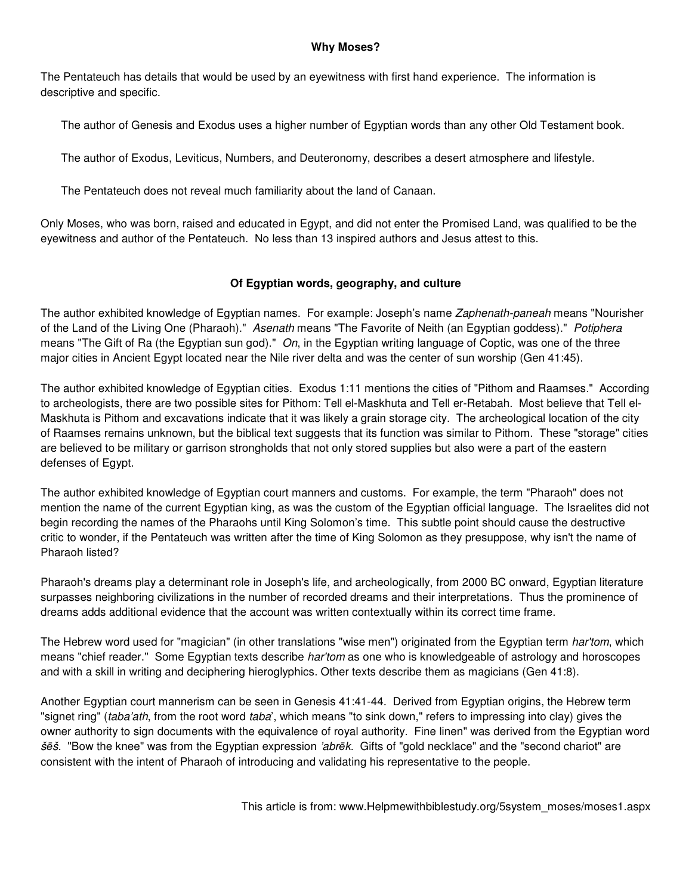## Why Moses?

The Pentateuch has details that would be used by an eyewitness with first hand experience. The information is descriptive and specific.

The author of Genesis and Exodus uses a higher number of Egyptian words than any other Old Testament book.

The author of Exodus, Leviticus, Numbers, and Deuteronomy, describes a desert atmosphere and lifestyle.

The Pentateuch does not reveal much familiarity about the land of Canaan.

Only Moses, who was born, raised and educated in Egypt, and did not enter the Promised Land, was qualified to be the eyewitness and author of the Pentateuch. No less than 13 inspired authors and Jesus attest to this.

## Of Egyptian words, geography, and culture

The author exhibited knowledge of Egyptian names. For example: Joseph's name *Zaphenath-paneah* means "Nourisher of the Land of the Living One (Pharaoh)." *Asenath* means "The Favorite of Neith (an Egyptian goddess)." *Potiphera* means "The Gift of Ra (the Egyptian sun god)." *On*, in the Egyptian writing language of Coptic, was one of the three major cities in Ancient Egypt located near the Nile river delta and was the center of sun worship (Gen 41:45).

The author exhibited knowledge of Egyptian cities. Exodus 1:11 mentions the cities of "Pithom and Raamses." According to archeologists, there are two possible sites for Pithom: Tell el-Maskhuta and Tell er-Retabah. Most believe that Tell el-Maskhuta is Pithom and excavations indicate that it was likely a grain storage city. The archeological location of the city of Raamses remains unknown, but the biblical text suggests that its function was similar to Pithom. These "storage" cities are believed to be military or garrison strongholds that not only stored supplies but also were a part of the eastern defenses of Egypt.

The author exhibited knowledge of Egyptian court manners and customs. For example, the term "Pharaoh" does not mention the name of the current Egyptian king, as was the custom of the Egyptian official language. The Israelites did not begin recording the names of the Pharaohs until King Solomon's time. This subtle point should cause the destructive critic to wonder, if the Pentateuch was written after the time of King Solomon as they presuppose, why isn't the name of Pharaoh listed?

Pharaoh's dreams play a determinant role in Joseph's life, and archeologically, from 2000 BC onward, Egyptian literature surpasses neighboring civilizations in the number of recorded dreams and their interpretations. Thus the prominence of dreams adds additional evidence that the account was written contextually within its correct time frame.

The Hebrew word used for "magician" (in other translations "wise men") originated from the Egyptian term *har'tom*, which means "chief reader." Some Egyptian texts describe *har'tom* as one who is knowledgeable of astrology and horoscopes and with a skill in writing and deciphering hieroglyphics. Other texts describe them as magicians (Gen 41:8).

Another Egyptian court mannerism can be seen in Genesis 41:41-44. Derived from Egyptian origins, the Hebrew term "signet ring" (*taba'ath*, from the root word *taba'*, which means "to sink down," refers to impressing into clay) gives the owner authority to sign documents with the equivalence of royal authority. Fine linen" was derived from the Egyptian word *šēš*. "Bow the knee" was from the Egyptian expression *'abrēk*. Gifts of "gold necklace" and the "second chariot" are consistent with the intent of Pharaoh of introducing and validating his representative to the people.

This article is from: www.Helpmewithbiblestudy.org/5system_moses/moses1.aspx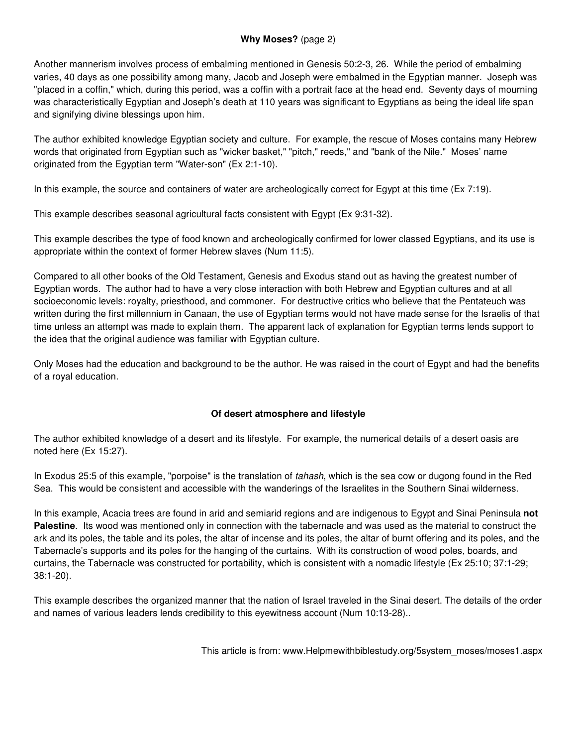**Why Moses?** (page 2)

Another mannerism involves process of embalming mentioned in Genesis 50:2-3, 26. While the period of embalming varies, 40 days as one possibility among many, Jacob and Joseph were embalmed in the Egyptian manner. Joseph was "placed in a coffin," which, during this period, was a coffin with a portrait face at the head end. Seventy days of mourning was characteristically Egyptian and Joseph's death at 110 years was significant to Egyptians as being the ideal life span and signifying divine blessings upon him.

The author exhibited knowledge Egyptian society and culture. For example, the rescue of Moses contains many Hebrew words that originated from Egyptian such as "wicker basket," "pitch," reeds," and "bank of the Nile." Moses' name originated from the Egyptian term "Water-son" (Ex 2:1-10).

In this example, the source and containers of water are archeologically correct for Egypt at this time (Ex 7:19).

This example describes seasonal agricultural facts consistent with Egypt (Ex 9:31-32).

This example describes the type of food known and archeologically confirmed for lower classed Egyptians, and its use is appropriate within the context of former Hebrew slaves (Num 11:5).

Compared to all other books of the Old Testament, Genesis and Exodus stand out as having the greatest number of Egyptian words. The author had to have a very close interaction with both Hebrew and Egyptian cultures and at all socioeconomic levels: royalty, priesthood, and commoner. For destructive critics who believe that the Pentateuch was written during the first millennium in Canaan, the use of Egyptian terms would not have made sense for the Israelis of that time unless an attempt was made to explain them. The apparent lack of explanation for Egyptian terms lends support to the idea that the original audience was familiar with Egyptian culture.

Only Moses had the education and background to be the author. He was raised in the court of Egypt and had the benefits of a royal education.

## Of desert atmosphere and lifestyle

The author exhibited knowledge of a desert and its lifestyle. For example, the numerical details of a desert oasis are noted here (Ex 15:27).

In Exodus 25:5 of this example, "porpoise" is the translation of *tahash*, which is the sea cow or dugong found in the Red Sea. This would be consistent and accessible with the wanderings of the Israelites in the Southern Sinai wilderness.

In this example, Acacia trees are found in arid and semiarid regions and are indigenous to Egypt and Sinai Peninsula **not Palestine**. Its wood was mentioned only in connection with the tabernacle and was used as the material to construct the ark and its poles, the table and its poles, the altar of incense and its poles, the altar of burnt offering and its poles, and the Tabernacle's supports and its poles for the hanging of the curtains. With its construction of wood poles, boards, and curtains, the Tabernacle was constructed for portability, which is consistent with a nomadic lifestyle (Ex 25:10; 37:1-29; 38:1-20).

This example describes the organized manner that the nation of Israel traveled in the Sinai desert. The details of the order and names of various leaders lends credibility to this eyewitness account (Num 10:13-28)..

This article is from: www.Helpmewithbiblestudy.org/5system_moses/moses1.aspx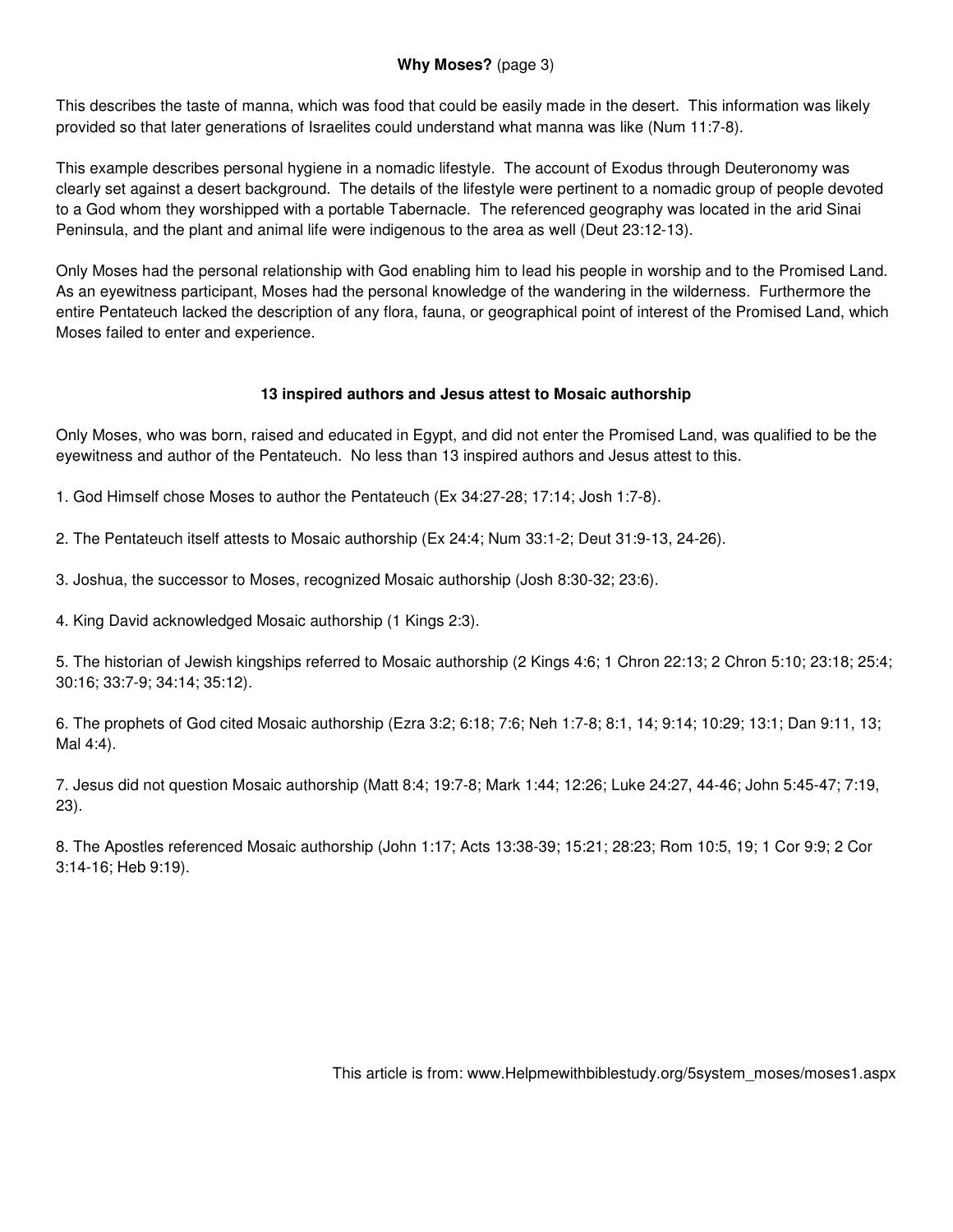This describes the taste of manna, which was food that could be easily made in the desert. This information was likely provided so that later generations of Israelites could understand what manna was like (Num 11:7-8).

This example describes personal hygiene in a nomadic lifestyle. The account of Exodus through Deuteronomy was clearly set against a desert background. The details of the lifestyle were pertinent to a nomadic group of people devoted to a God whom they worshipped with a portable Tabernacle. The referenced geography was located in the arid Sinai Peninsula, and the plant and animal life were indigenous to the area as well (Deut 23:12-13).

Only Moses had the personal relationship with God enabling him to lead his people in worship and to the Promised Land. As an eyewitness participant, Moses had the personal knowledge of the wandering in the wilderness. Furthermore the entire Pentateuch lacked the description of any flora, fauna, or geographical point of interest of the Promised Land, which Moses failed to enter and experience.

## 13 inspired authors and Jesus attest to Mosaic authorship

Only Moses, who was born, raised and educated in Egypt, and did not enter the Promised Land, was qualified to be the eyewitness and author of the Pentateuch. No less than 13 inspired authors and Jesus attest to this.

1. God Himself chose Moses to author the Pentateuch (Ex 34:27-28; 17:14; Josh 1:7-8).

2. The Pentateuch itself attests to Mosaic authorship (Ex 24:4; Num 33:1-2; Deut 31:9-13, 24-26).

3. Joshua, the successor to Moses, recognized Mosaic authorship (Josh 8:30-32; 23:6).

4. King David acknowledged Mosaic authorship (1 Kings 2:3).

5. The historian of Jewish kingships referred to Mosaic authorship (2 Kings 4:6; 1 Chron 22:13; 2 Chron 5:10; 23:18; 25:4; 30:16; 33:7-9; 34:14; 35:12).

6. The prophets of God cited Mosaic authorship (Ezra 3:2; 6:18; 7:6; Neh 1:7-8; 8:1, 14; 9:14; 10:29; 13:1; Dan 9:11, 13; Mal 4:4).

7. Jesus did not question Mosaic authorship (Matt 8:4; 19:7-8; Mark 1:44; 12:26; Luke 24:27, 44-46; John 5:45-47; 7:19, 23).

8. The Apostles referenced Mosaic authorship (John 1:17; Acts 13:38-39; 15:21; 28:23; Rom 10:5, 19; 1 Cor 9:9; 2 Cor 3:14-16; Heb 9:19).

This article is from: www.Helpmewithbiblestudy.org/5system_moses/moses1.aspx